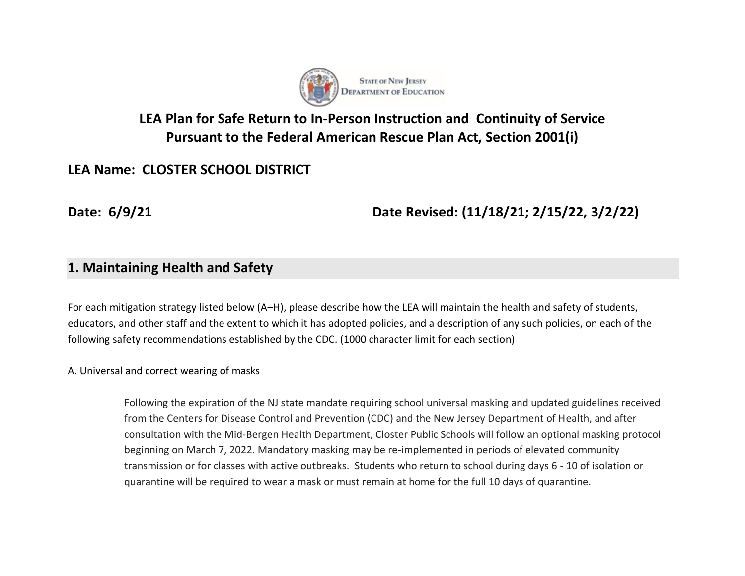State of New Jersey
Department of Education

# LEA Plan for Safe Return to In-Person Instruction and Continuity of Service Pursuant to the Federal American Rescue Plan Act, Section 2001(i)

**LEA Name: CLOSTER SCHOOL DISTRICT**

**Date: 6/9/21** **Date Revised: (11/18/21; 2/15/22, 3/2/22)**

## 1. Maintaining Health and Safety

For each mitigation strategy listed below (A–H), please describe how the LEA will maintain the health and safety of students, educators, and other staff and the extent to which it has adopted policies, and a description of any such policies, on each of the following safety recommendations established by the CDC. (1000 character limit for each section)

A. Universal and correct wearing of masks

Following the expiration of the NJ state mandate requiring school universal masking and updated guidelines received from the Centers for Disease Control and Prevention (CDC) and the New Jersey Department of Health, and after consultation with the Mid-Bergen Health Department, Closter Public Schools will follow an optional masking protocol beginning on March 7, 2022. Mandatory masking may be re-implemented in periods of elevated community transmission or for classes with active outbreaks. Students who return to school during days 6 - 10 of isolation or quarantine will be required to wear a mask or must remain at home for the full 10 days of quarantine.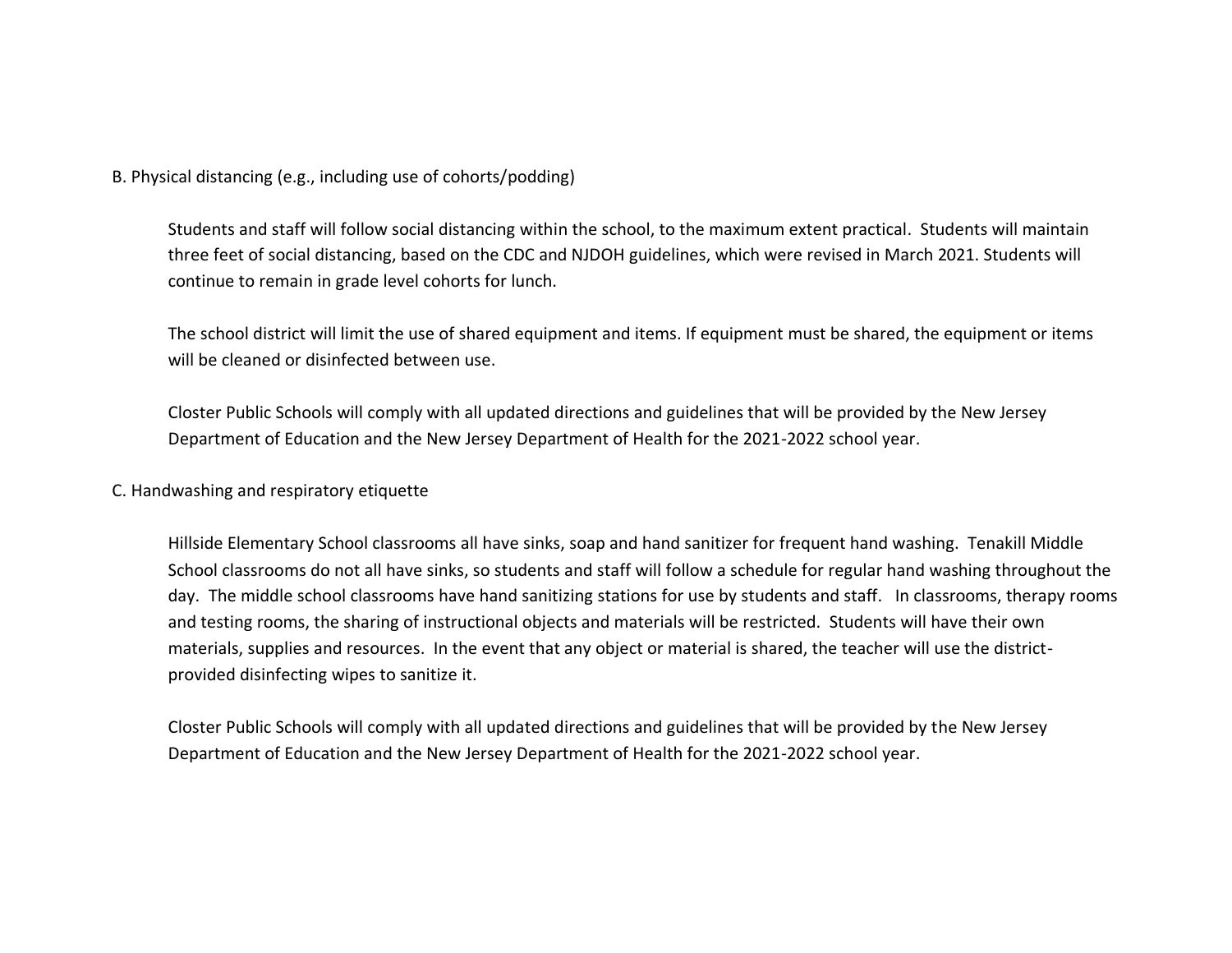B. Physical distancing (e.g., including use of cohorts/podding)

Students and staff will follow social distancing within the school, to the maximum extent practical. Students will maintain three feet of social distancing, based on the CDC and NJDOH guidelines, which were revised in March 2021. Students will continue to remain in grade level cohorts for lunch.

The school district will limit the use of shared equipment and items. If equipment must be shared, the equipment or items will be cleaned or disinfected between use.

Closter Public Schools will comply with all updated directions and guidelines that will be provided by the New Jersey Department of Education and the New Jersey Department of Health for the 2021-2022 school year.

C. Handwashing and respiratory etiquette

Hillside Elementary School classrooms all have sinks, soap and hand sanitizer for frequent hand washing. Tenakill Middle School classrooms do not all have sinks, so students and staff will follow a schedule for regular hand washing throughout the day. The middle school classrooms have hand sanitizing stations for use by students and staff. In classrooms, therapy rooms and testing rooms, the sharing of instructional objects and materials will be restricted. Students will have their own materials, supplies and resources. In the event that any object or material is shared, the teacher will use the district-provided disinfecting wipes to sanitize it.

Closter Public Schools will comply with all updated directions and guidelines that will be provided by the New Jersey Department of Education and the New Jersey Department of Health for the 2021-2022 school year.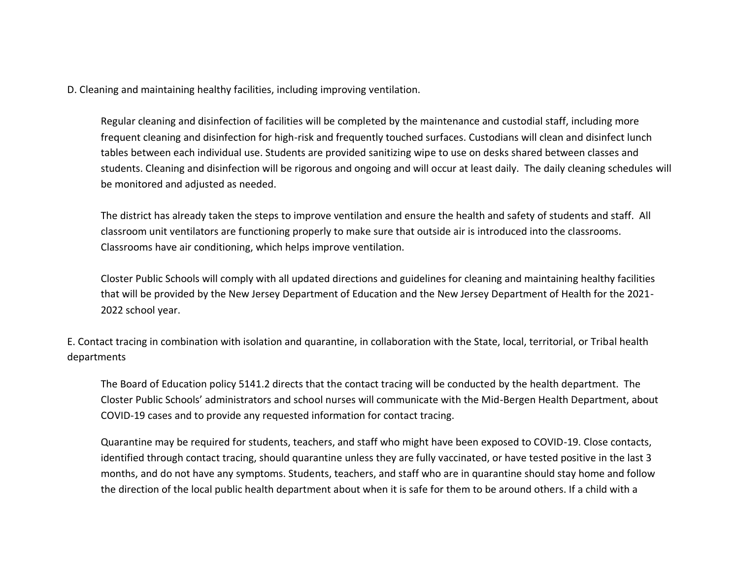D. Cleaning and maintaining healthy facilities, including improving ventilation.

Regular cleaning and disinfection of facilities will be completed by the maintenance and custodial staff, including more frequent cleaning and disinfection for high-risk and frequently touched surfaces. Custodians will clean and disinfect lunch tables between each individual use. Students are provided sanitizing wipe to use on desks shared between classes and students. Cleaning and disinfection will be rigorous and ongoing and will occur at least daily. The daily cleaning schedules will be monitored and adjusted as needed.

The district has already taken the steps to improve ventilation and ensure the health and safety of students and staff. All classroom unit ventilators are functioning properly to make sure that outside air is introduced into the classrooms. Classrooms have air conditioning, which helps improve ventilation.

Closter Public Schools will comply with all updated directions and guidelines for cleaning and maintaining healthy facilities that will be provided by the New Jersey Department of Education and the New Jersey Department of Health for the 2021-2022 school year.

E. Contact tracing in combination with isolation and quarantine, in collaboration with the State, local, territorial, or Tribal health departments

The Board of Education policy 5141.2 directs that the contact tracing will be conducted by the health department. The Closter Public Schools' administrators and school nurses will communicate with the Mid-Bergen Health Department, about COVID-19 cases and to provide any requested information for contact tracing.

Quarantine may be required for students, teachers, and staff who might have been exposed to COVID-19. Close contacts, identified through contact tracing, should quarantine unless they are fully vaccinated, or have tested positive in the last 3 months, and do not have any symptoms. Students, teachers, and staff who are in quarantine should stay home and follow the direction of the local public health department about when it is safe for them to be around others. If a child with a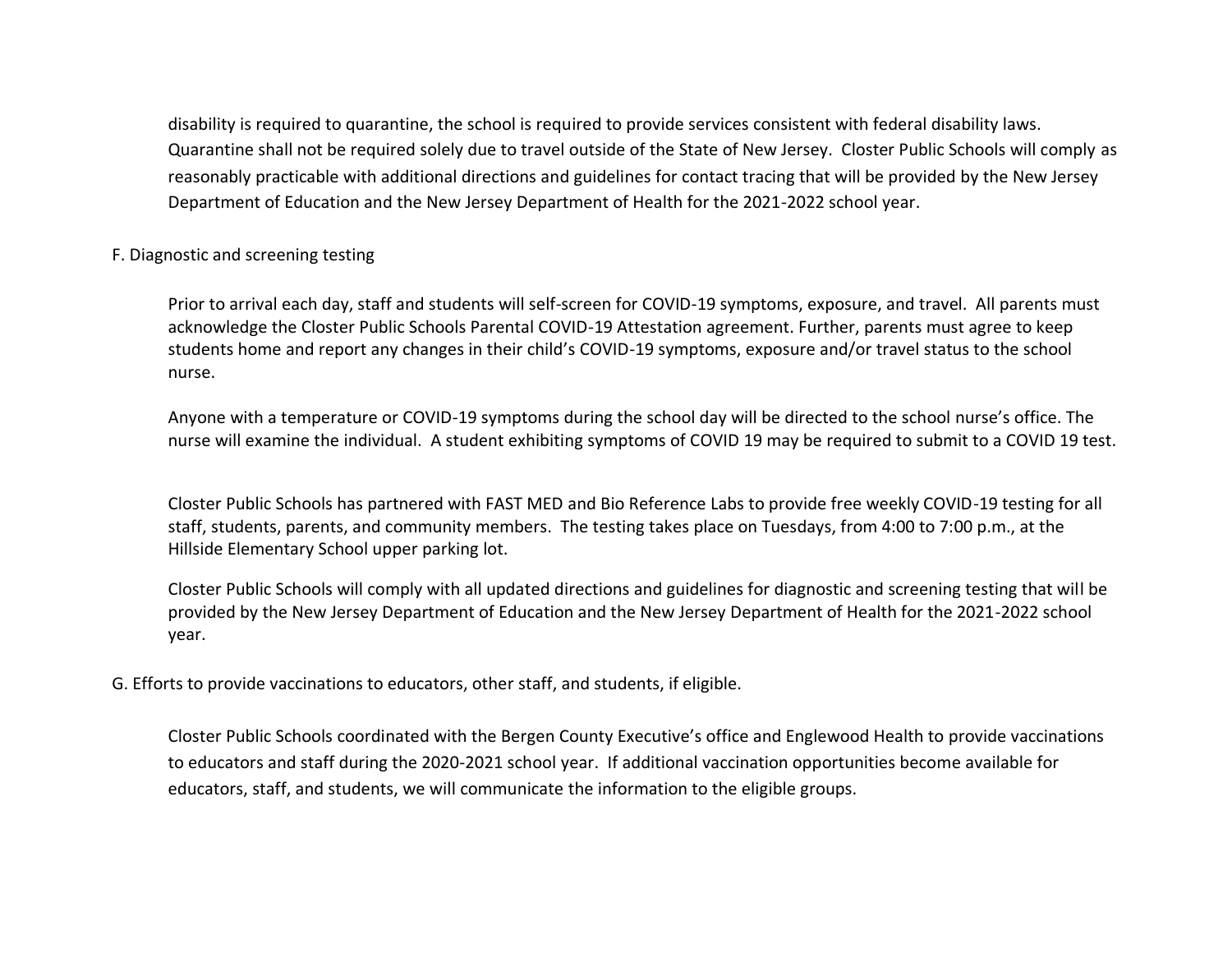disability is required to quarantine, the school is required to provide services consistent with federal disability laws. Quarantine shall not be required solely due to travel outside of the State of New Jersey. Closter Public Schools will comply as reasonably practicable with additional directions and guidelines for contact tracing that will be provided by the New Jersey Department of Education and the New Jersey Department of Health for the 2021-2022 school year.

F. Diagnostic and screening testing

Prior to arrival each day, staff and students will self-screen for COVID-19 symptoms, exposure, and travel. All parents must acknowledge the Closter Public Schools Parental COVID-19 Attestation agreement. Further, parents must agree to keep students home and report any changes in their child's COVID-19 symptoms, exposure and/or travel status to the school nurse.

Anyone with a temperature or COVID-19 symptoms during the school day will be directed to the school nurse's office. The nurse will examine the individual. A student exhibiting symptoms of COVID 19 may be required to submit to a COVID 19 test.

Closter Public Schools has partnered with FAST MED and Bio Reference Labs to provide free weekly COVID-19 testing for all staff, students, parents, and community members. The testing takes place on Tuesdays, from 4:00 to 7:00 p.m., at the Hillside Elementary School upper parking lot.

Closter Public Schools will comply with all updated directions and guidelines for diagnostic and screening testing that will be provided by the New Jersey Department of Education and the New Jersey Department of Health for the 2021-2022 school year.

G. Efforts to provide vaccinations to educators, other staff, and students, if eligible.

Closter Public Schools coordinated with the Bergen County Executive's office and Englewood Health to provide vaccinations to educators and staff during the 2020-2021 school year. If additional vaccination opportunities become available for educators, staff, and students, we will communicate the information to the eligible groups.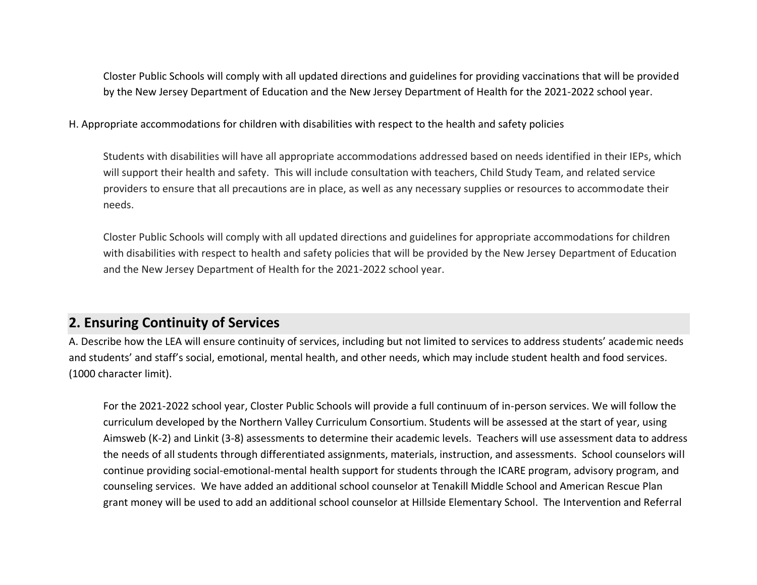Closter Public Schools will comply with all updated directions and guidelines for providing vaccinations that will be provided by the New Jersey Department of Education and the New Jersey Department of Health for the 2021-2022 school year.

H. Appropriate accommodations for children with disabilities with respect to the health and safety policies

Students with disabilities will have all appropriate accommodations addressed based on needs identified in their IEPs, which will support their health and safety. This will include consultation with teachers, Child Study Team, and related service providers to ensure that all precautions are in place, as well as any necessary supplies or resources to accommodate their needs.

Closter Public Schools will comply with all updated directions and guidelines for appropriate accommodations for children with disabilities with respect to health and safety policies that will be provided by the New Jersey Department of Education and the New Jersey Department of Health for the 2021-2022 school year.

## 2. Ensuring Continuity of Services

A. Describe how the LEA will ensure continuity of services, including but not limited to services to address students' academic needs and students' and staff's social, emotional, mental health, and other needs, which may include student health and food services. (1000 character limit).

For the 2021-2022 school year, Closter Public Schools will provide a full continuum of in-person services. We will follow the curriculum developed by the Northern Valley Curriculum Consortium. Students will be assessed at the start of year, using Aimsweb (K-2) and Linkit (3-8) assessments to determine their academic levels. Teachers will use assessment data to address the needs of all students through differentiated assignments, materials, instruction, and assessments. School counselors will continue providing social-emotional-mental health support for students through the ICARE program, advisory program, and counseling services. We have added an additional school counselor at Tenakill Middle School and American Rescue Plan grant money will be used to add an additional school counselor at Hillside Elementary School. The Intervention and Referral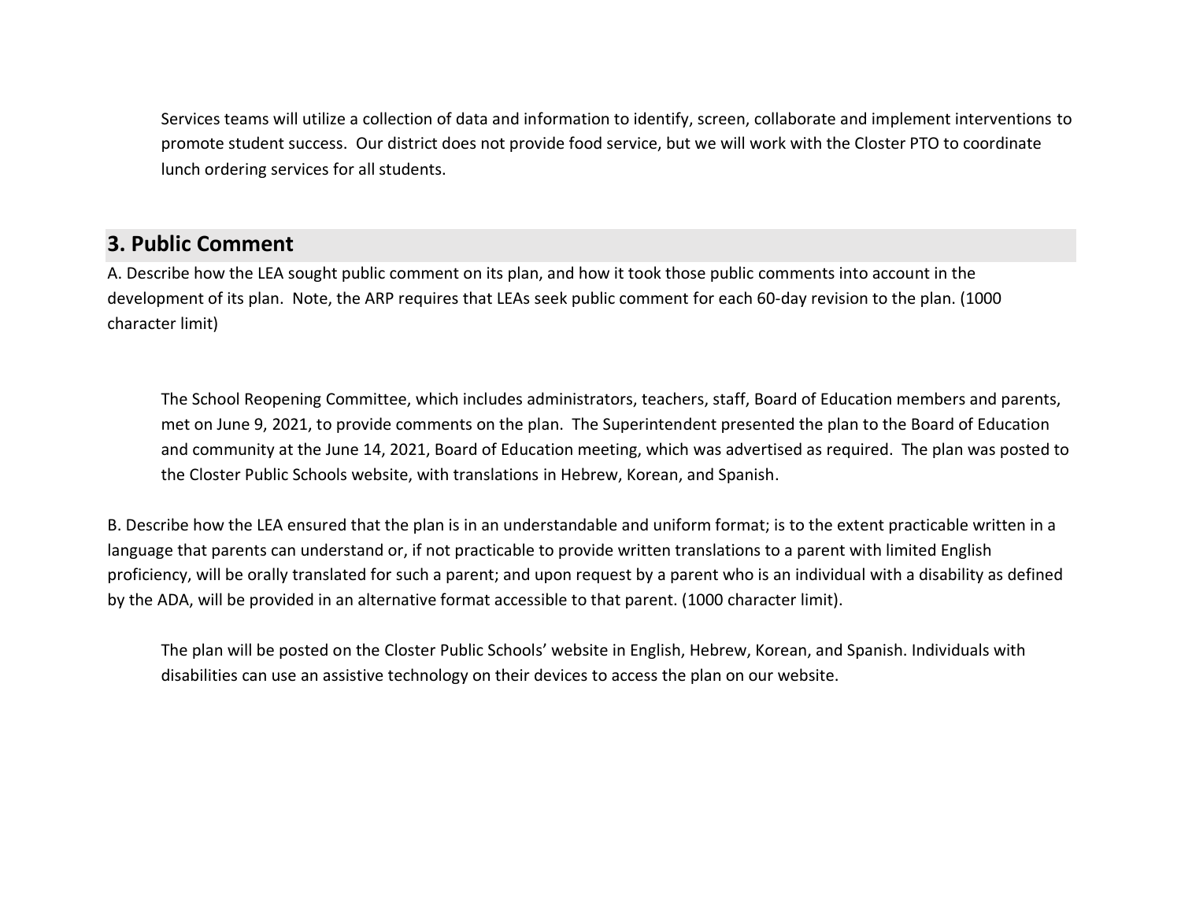Services teams will utilize a collection of data and information to identify, screen, collaborate and implement interventions to promote student success. Our district does not provide food service, but we will work with the Closter PTO to coordinate lunch ordering services for all students.

## 3. Public Comment

A. Describe how the LEA sought public comment on its plan, and how it took those public comments into account in the development of its plan. Note, the ARP requires that LEAs seek public comment for each 60-day revision to the plan. (1000 character limit)

The School Reopening Committee, which includes administrators, teachers, staff, Board of Education members and parents, met on June 9, 2021, to provide comments on the plan. The Superintendent presented the plan to the Board of Education and community at the June 14, 2021, Board of Education meeting, which was advertised as required. The plan was posted to the Closter Public Schools website, with translations in Hebrew, Korean, and Spanish.

B. Describe how the LEA ensured that the plan is in an understandable and uniform format; is to the extent practicable written in a language that parents can understand or, if not practicable to provide written translations to a parent with limited English proficiency, will be orally translated for such a parent; and upon request by a parent who is an individual with a disability as defined by the ADA, will be provided in an alternative format accessible to that parent. (1000 character limit).

The plan will be posted on the Closter Public Schools' website in English, Hebrew, Korean, and Spanish. Individuals with disabilities can use an assistive technology on their devices to access the plan on our website.